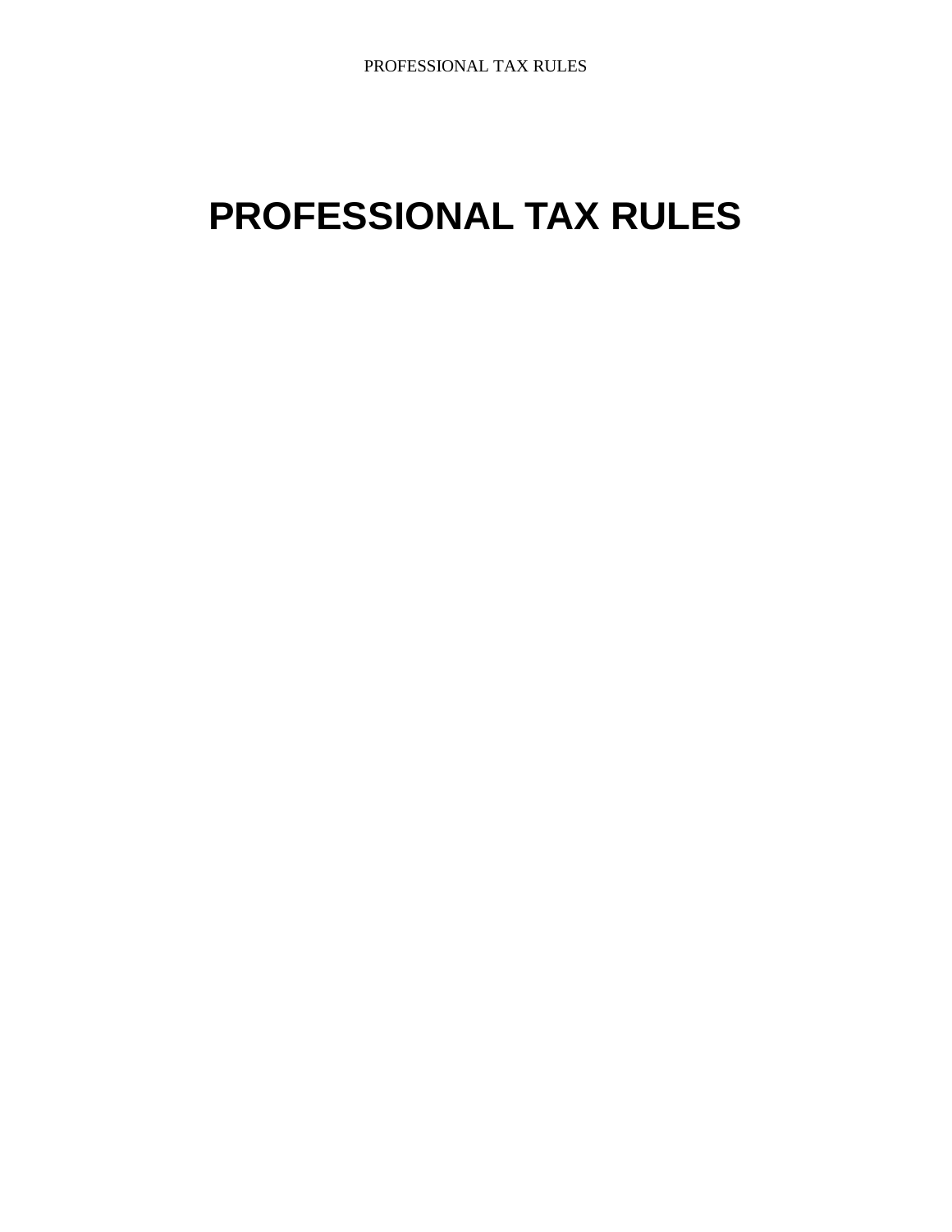# PROFESSIONAL TAX RULES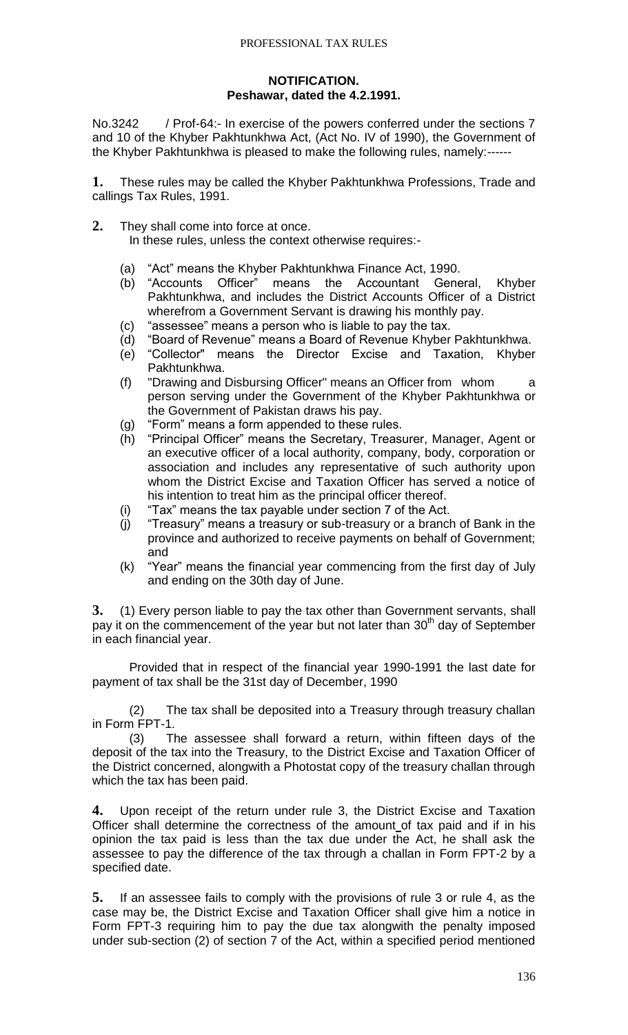**NOTIFICATION.**
**Peshawar, dated the 4.2.1991.**

No.3242 / Prof-64:- In exercise of the powers conferred under the sections 7 and 10 of the Khyber Pakhtunkhwa Act, (Act No. IV of 1990), the Government of the Khyber Pakhtunkhwa is pleased to make the following rules, namely:------

**1.** These rules may be called the Khyber Pakhtunkhwa Professions, Trade and callings Tax Rules, 1991.

**2.** They shall come into force at once.
In these rules, unless the context otherwise requires:-

(a) "Act" means the Khyber Pakhtunkhwa Finance Act, 1990.
(b) "Accounts Officer" means the Accountant General, Khyber Pakhtunkhwa, and includes the District Accounts Officer of a District wherefrom a Government Servant is drawing his monthly pay.
(c) "assessee" means a person who is liable to pay the tax.
(d) "Board of Revenue" means a Board of Revenue Khyber Pakhtunkhwa.
(e) "Collector" means the Director Excise and Taxation, Khyber Pakhtunkhwa.
(f) "Drawing and Disbursing Officer" means an Officer from whom a person serving under the Government of the Khyber Pakhtunkhwa or the Government of Pakistan draws his pay.
(g) "Form" means a form appended to these rules.
(h) "Principal Officer" means the Secretary, Treasurer, Manager, Agent or an executive officer of a local authority, company, body, corporation or association and includes any representative of such authority upon whom the District Excise and Taxation Officer has served a notice of his intention to treat him as the principal officer thereof.
(i) "Tax" means the tax payable under section 7 of the Act.
(j) "Treasury" means a treasury or sub-treasury or a branch of Bank in the province and authorized to receive payments on behalf of Government; and
(k) "Year" means the financial year commencing from the first day of July and ending on the 30th day of June.

**3.** (1) Every person liable to pay the tax other than Government servants, shall pay it on the commencement of the year but not later than 30th day of September in each financial year.

Provided that in respect of the financial year 1990-1991 the last date for payment of tax shall be the 31st day of December, 1990

(2) The tax shall be deposited into a Treasury through treasury challan in Form FPT-1.

(3) The assessee shall forward a return, within fifteen days of the deposit of the tax into the Treasury, to the District Excise and Taxation Officer of the District concerned, alongwith a Photostat copy of the treasury challan through which the tax has been paid.

**4.** Upon receipt of the return under rule 3, the District Excise and Taxation Officer shall determine the correctness of the amount of tax paid and if in his opinion the tax paid is less than the tax due under the Act, he shall ask the assessee to pay the difference of the tax through a challan in Form FPT-2 by a specified date.

**5.** If an assessee fails to comply with the provisions of rule 3 or rule 4, as the case may be, the District Excise and Taxation Officer shall give him a notice in Form FPT-3 requiring him to pay the due tax alongwith the penalty imposed under sub-section (2) of section 7 of the Act, within a specified period mentioned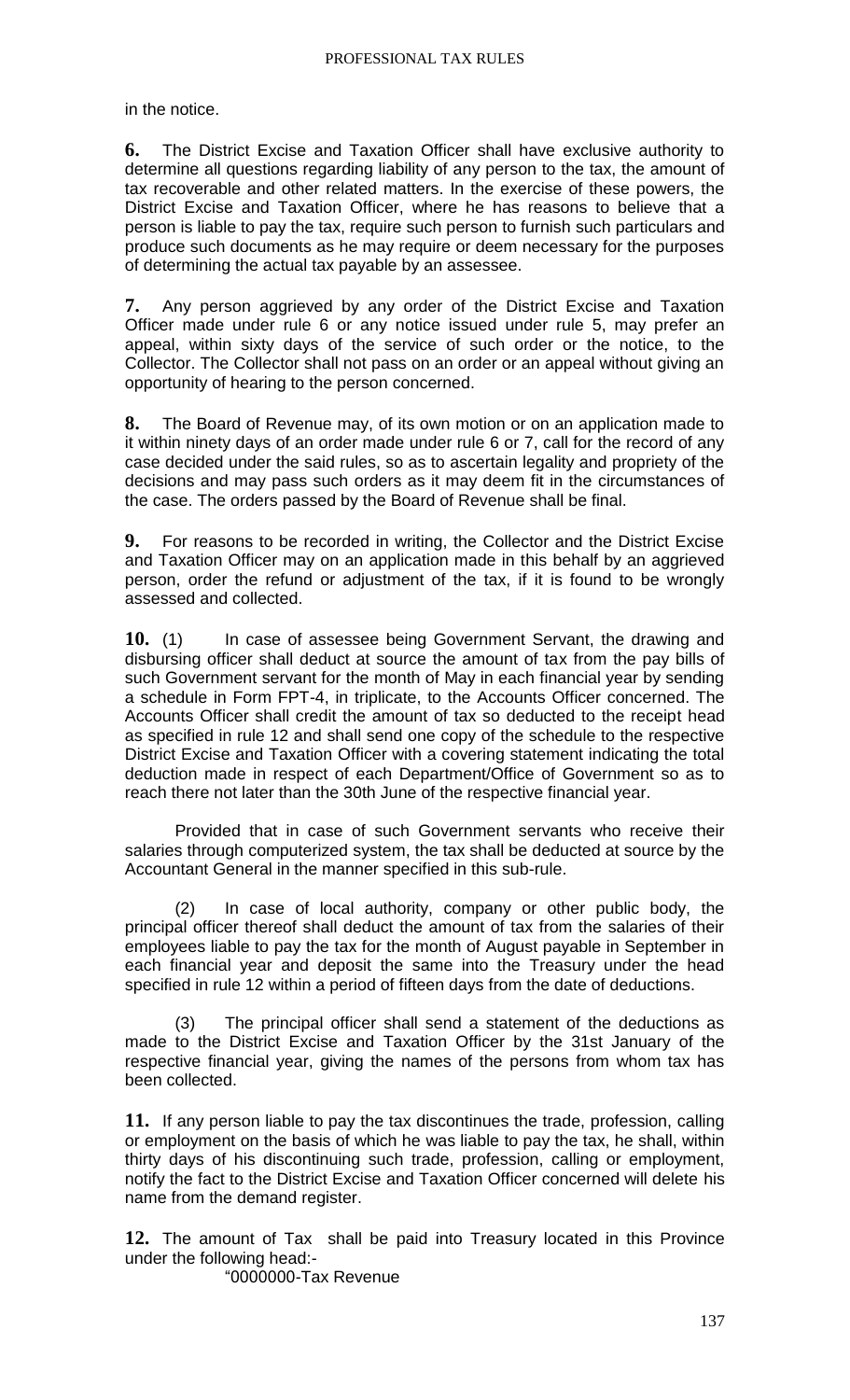in the notice.

**6.** The District Excise and Taxation Officer shall have exclusive authority to determine all questions regarding liability of any person to the tax, the amount of tax recoverable and other related matters. In the exercise of these powers, the District Excise and Taxation Officer, where he has reasons to believe that a person is liable to pay the tax, require such person to furnish such particulars and produce such documents as he may require or deem necessary for the purposes of determining the actual tax payable by an assessee.

**7.** Any person aggrieved by any order of the District Excise and Taxation Officer made under rule 6 or any notice issued under rule 5, may prefer an appeal, within sixty days of the service of such order or the notice, to the Collector. The Collector shall not pass on an order or an appeal without giving an opportunity of hearing to the person concerned.

**8.** The Board of Revenue may, of its own motion or on an application made to it within ninety days of an order made under rule 6 or 7, call for the record of any case decided under the said rules, so as to ascertain legality and propriety of the decisions and may pass such orders as it may deem fit in the circumstances of the case. The orders passed by the Board of Revenue shall be final.

**9.** For reasons to be recorded in writing, the Collector and the District Excise and Taxation Officer may on an application made in this behalf by an aggrieved person, order the refund or adjustment of the tax, if it is found to be wrongly assessed and collected.

**10.** (1) In case of assessee being Government Servant, the drawing and disbursing officer shall deduct at source the amount of tax from the pay bills of such Government servant for the month of May in each financial year by sending a schedule in Form FPT-4, in triplicate, to the Accounts Officer concerned. The Accounts Officer shall credit the amount of tax so deducted to the receipt head as specified in rule 12 and shall send one copy of the schedule to the respective District Excise and Taxation Officer with a covering statement indicating the total deduction made in respect of each Department/Office of Government so as to reach there not later than the 30th June of the respective financial year.

Provided that in case of such Government servants who receive their salaries through computerized system, the tax shall be deducted at source by the Accountant General in the manner specified in this sub-rule.

(2) In case of local authority, company or other public body, the principal officer thereof shall deduct the amount of tax from the salaries of their employees liable to pay the tax for the month of August payable in September in each financial year and deposit the same into the Treasury under the head specified in rule 12 within a period of fifteen days from the date of deductions.

(3) The principal officer shall send a statement of the deductions as made to the District Excise and Taxation Officer by the 31st January of the respective financial year, giving the names of the persons from whom tax has been collected.

**11.** If any person liable to pay the tax discontinues the trade, profession, calling or employment on the basis of which he was liable to pay the tax, he shall, within thirty days of his discontinuing such trade, profession, calling or employment, notify the fact to the District Excise and Taxation Officer concerned will delete his name from the demand register.

**12.** The amount of Tax shall be paid into Treasury located in this Province under the following head:-

"0000000-Tax Revenue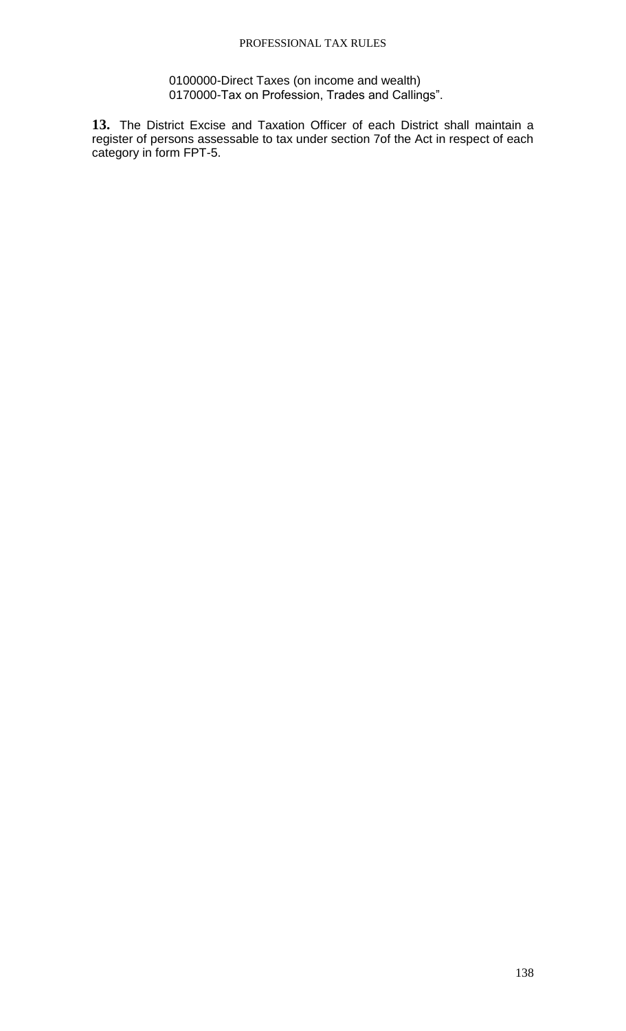0100000-Direct Taxes (on income and wealth)
0170000-Tax on Profession, Trades and Callings".

**13.** The District Excise and Taxation Officer of each District shall maintain a register of persons assessable to tax under section 7of the Act in respect of each category in form FPT-5.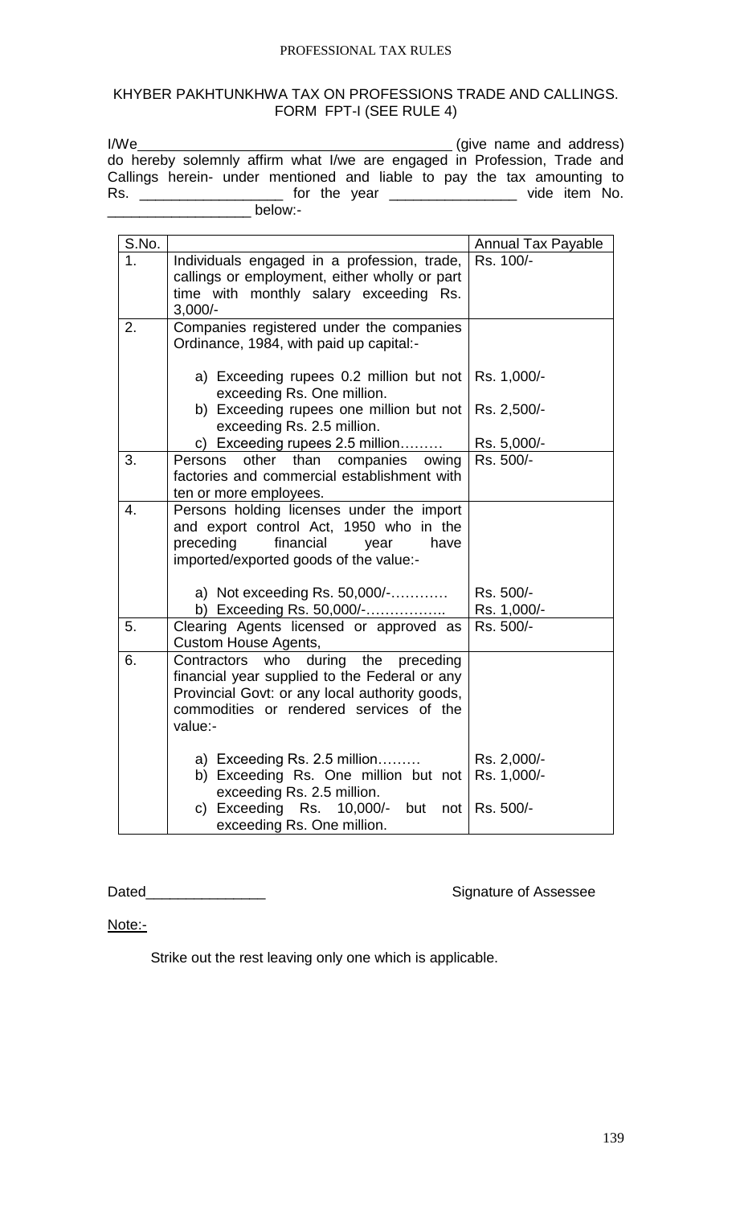KHYBER PAKHTUNKHWA TAX ON PROFESSIONS TRADE AND CALLINGS.
FORM FPT-I (SEE RULE 4)

I/We_________________________________________ (give name and address) do hereby solemnly affirm what I/we are engaged in Profession, Trade and Callings herein- under mentioned and liable to pay the tax amounting to Rs. _________________ for the year _______________ vide item No. _________________ below:-

| S.No. | | Annual Tax Payable |
|---|---|---|
| 1. | Individuals engaged in a profession, trade, callings or employment, either wholly or part time with monthly salary exceeding Rs. 3,000/- | Rs. 100/- |
| 2. | Companies registered under the companies Ordinance, 1984, with paid up capital:- | |
| | a) Exceeding rupees 0.2 million but not exceeding Rs. One million. | Rs. 1,000/- |
| | b) Exceeding rupees one million but not exceeding Rs. 2.5 million. | Rs. 2,500/- |
| | c) Exceeding rupees 2.5 million……… | Rs. 5,000/- |
| 3. | Persons other than companies owing factories and commercial establishment with ten or more employees. | Rs. 500/- |
| 4. | Persons holding licenses under the import and export control Act, 1950 who in the preceding financial year have imported/exported goods of the value:- | |
| | a) Not exceeding Rs. 50,000/-………… | Rs. 500/- |
| | b) Exceeding Rs. 50,000/-…………….. | Rs. 1,000/- |
| 5. | Clearing Agents licensed or approved as Custom House Agents, | Rs. 500/- |
| 6. | Contractors who during the preceding financial year supplied to the Federal or any Provincial Govt: or any local authority goods, commodities or rendered services of the value:- | |
| | a) Exceeding Rs. 2.5 million……… | Rs. 2,000/- |
| | b) Exceeding Rs. One million but not exceeding Rs. 2.5 million. | Rs. 1,000/- |
| | c) Exceeding Rs. 10,000/- but not exceeding Rs. One million. | Rs. 500/- |

Dated_______________ Signature of Assessee

Note:-

Strike out the rest leaving only one which is applicable.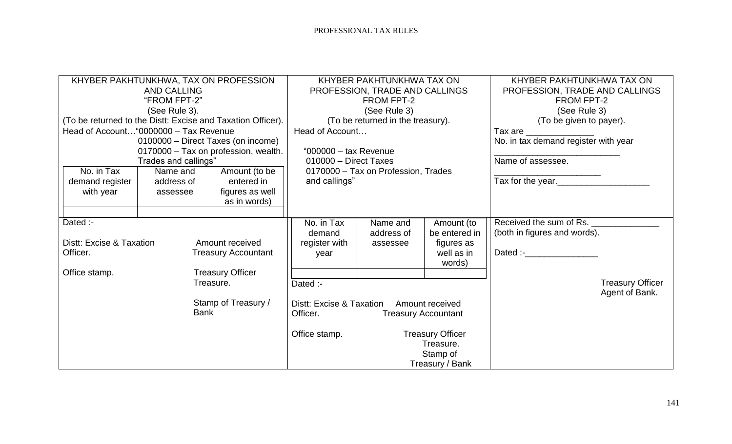## KHYBER PAKHTUNKHWA, TAX ON PROFESSION AND CALLING

"FROM FPT-2"

(See Rule 3).

(To be returned to the Distt: Excise and Taxation Officer).

Head of Account…"0000000 – Tax Revenue
0100000 – Direct Taxes (on income)
0170000 – Tax on profession, wealth. Trades and callings"

| No. in Tax demand register with year | Name and address of assessee | Amount (to be entered in figures as well as in words) |
|---|---|---|
| | | |

Dated :-

Distt: Excise & Taxation Officer.

Office stamp.

Amount received
Treasury Accountant

Treasury Officer
Treasure.

Stamp of Treasury / Bank

## KHYBER PAKHTUNKHWA TAX ON PROFESSION, TRADE AND CALLINGS

FROM FPT-2

(See Rule 3)

(To be returned in the treasury).

Head of Account…

"000000 – tax Revenue
010000 – Direct Taxes
0170000 – Tax on Profession, Trades and callings"

| No. in Tax demand register with year | Name and address of assessee | Amount (to be entered in figures as well as in words) |
|---|---|---|
| | | |

Dated :-

Distt: Excise & Taxation Officer.

Office stamp.

Amount received
Treasury Accountant

Treasury Officer
Treasure.
Stamp of Treasury / Bank

## KHYBER PAKHTUNKHWA TAX ON PROFESSION, TRADE AND CALLINGS

FROM FPT-2

(See Rule 3)

(To be given to payer).

Tax are ______________

No. in tax demand register with year

__________________________

Name of assessee.

______________________

Tax for the year.___________________

Received the sum of Rs. ______________
(both in figures and words).

Dated :-_______________

Treasury Officer
Agent of Bank.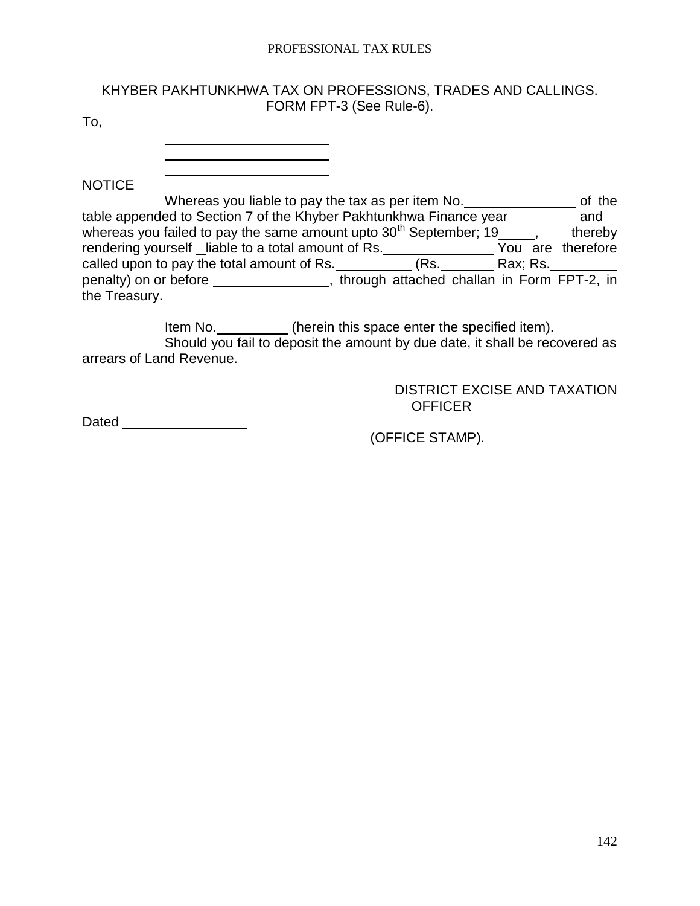## KHYBER PAKHTUNKHWA TAX ON PROFESSIONS, TRADES AND CALLINGS.

FORM FPT-3 (See Rule-6).

To,

\_\_\_\_\_\_\_\_\_\_\_\_\_\_\_\_\_\_\_\_\_\_

\_\_\_\_\_\_\_\_\_\_\_\_\_\_\_\_\_\_\_\_\_\_

\_\_\_\_\_\_\_\_\_\_\_\_\_\_\_\_\_\_\_\_\_\_

NOTICE

Whereas you liable to pay the tax as per item No.\_\_\_\_\_\_\_\_\_\_\_\_ of the table appended to Section 7 of the Khyber Pakhtunkhwa Finance year \_\_\_\_\_\_\_\_ and whereas you failed to pay the same amount upto 30th September; 19\_\_\_\_, thereby rendering yourself \_liable to a total amount of Rs.\_\_\_\_\_\_\_\_\_\_\_\_ You are therefore called upon to pay the total amount of Rs.\_\_\_\_\_\_\_\_\_ (Rs.\_\_\_\_\_\_\_ Rax; Rs.\_\_\_\_\_\_\_\_ penalty) on or before \_\_\_\_\_\_\_\_\_\_\_\_\_, through attached challan in Form FPT-2, in the Treasury.

Item No.\_\_\_\_\_\_\_\_\_ (herein this space enter the specified item).

Should you fail to deposit the amount by due date, it shall be recovered as arrears of Land Revenue.

DISTRICT EXCISE AND TAXATION OFFICER \_\_\_\_\_\_\_\_\_\_\_\_\_\_\_\_

Dated \_\_\_\_\_\_\_\_\_\_\_\_\_\_

(OFFICE STAMP).